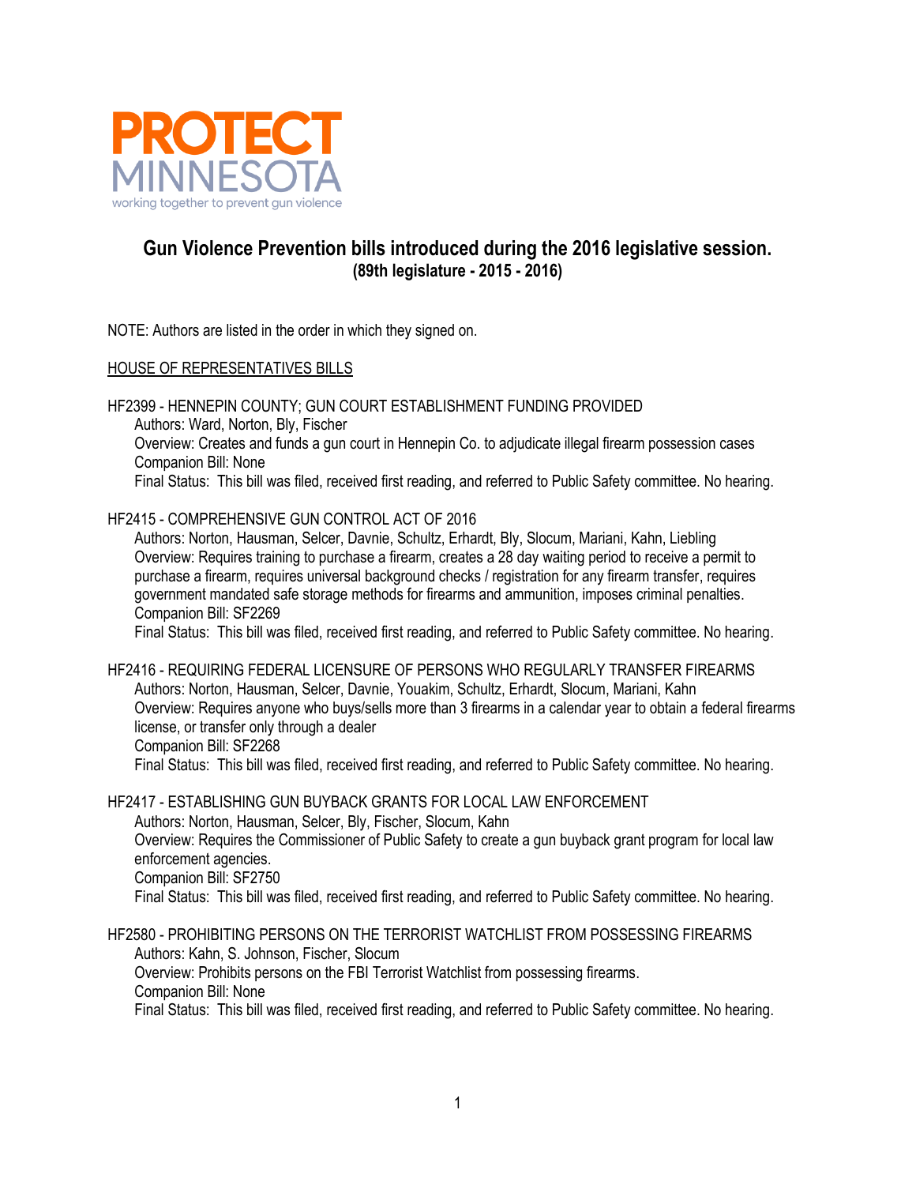**PROTECT MINNESOTA**

working together to prevent gun violence

# Gun Violence Prevention bills introduced during the 2016 legislative session.

**(89th legislature - 2015 - 2016)**

NOTE: Authors are listed in the order in which they signed on.

## HOUSE OF REPRESENTATIVES BILLS

HF2399 - HENNEPIN COUNTY; GUN COURT ESTABLISHMENT FUNDING PROVIDED

Authors: Ward, Norton, Bly, Fischer
Overview: Creates and funds a gun court in Hennepin Co. to adjudicate illegal firearm possession cases
Companion Bill: None
Final Status: This bill was filed, received first reading, and referred to Public Safety committee. No hearing.

HF2415 - COMPREHENSIVE GUN CONTROL ACT OF 2016

Authors: Norton, Hausman, Selcer, Davnie, Schultz, Erhardt, Bly, Slocum, Mariani, Kahn, Liebling
Overview: Requires training to purchase a firearm, creates a 28 day waiting period to receive a permit to purchase a firearm, requires universal background checks / registration for any firearm transfer, requires government mandated safe storage methods for firearms and ammunition, imposes criminal penalties.
Companion Bill: SF2269
Final Status: This bill was filed, received first reading, and referred to Public Safety committee. No hearing.

HF2416 - REQUIRING FEDERAL LICENSURE OF PERSONS WHO REGULARLY TRANSFER FIREARMS

Authors: Norton, Hausman, Selcer, Davnie, Youakim, Schultz, Erhardt, Slocum, Mariani, Kahn
Overview: Requires anyone who buys/sells more than 3 firearms in a calendar year to obtain a federal firearms license, or transfer only through a dealer
Companion Bill: SF2268
Final Status: This bill was filed, received first reading, and referred to Public Safety committee. No hearing.

HF2417 - ESTABLISHING GUN BUYBACK GRANTS FOR LOCAL LAW ENFORCEMENT

Authors: Norton, Hausman, Selcer, Bly, Fischer, Slocum, Kahn
Overview: Requires the Commissioner of Public Safety to create a gun buyback grant program for local law enforcement agencies.
Companion Bill: SF2750
Final Status: This bill was filed, received first reading, and referred to Public Safety committee. No hearing.

HF2580 - PROHIBITING PERSONS ON THE TERRORIST WATCHLIST FROM POSSESSING FIREARMS

Authors: Kahn, S. Johnson, Fischer, Slocum
Overview: Prohibits persons on the FBI Terrorist Watchlist from possessing firearms.
Companion Bill: None
Final Status: This bill was filed, received first reading, and referred to Public Safety committee. No hearing.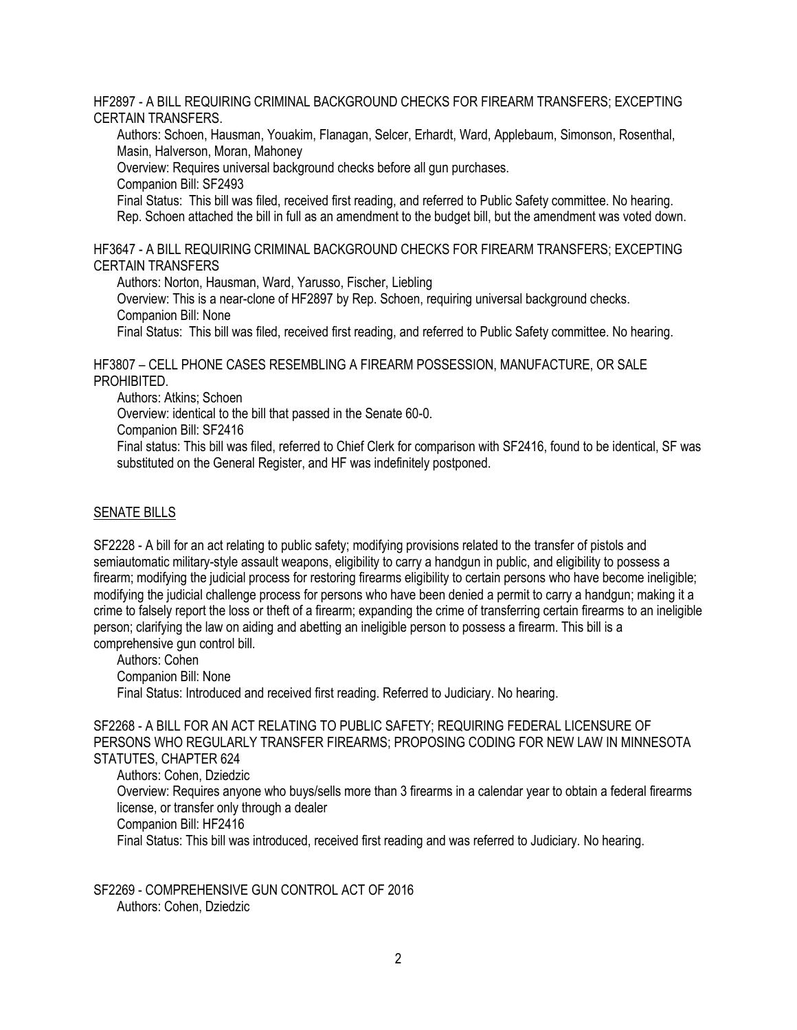HF2897 - A BILL REQUIRING CRIMINAL BACKGROUND CHECKS FOR FIREARM TRANSFERS; EXCEPTING CERTAIN TRANSFERS.

Authors: Schoen, Hausman, Youakim, Flanagan, Selcer, Erhardt, Ward, Applebaum, Simonson, Rosenthal, Masin, Halverson, Moran, Mahoney

Overview: Requires universal background checks before all gun purchases.

Companion Bill: SF2493

Final Status: This bill was filed, received first reading, and referred to Public Safety committee. No hearing. Rep. Schoen attached the bill in full as an amendment to the budget bill, but the amendment was voted down.

HF3647 - A BILL REQUIRING CRIMINAL BACKGROUND CHECKS FOR FIREARM TRANSFERS; EXCEPTING CERTAIN TRANSFERS

Authors: Norton, Hausman, Ward, Yarusso, Fischer, Liebling

Overview: This is a near-clone of HF2897 by Rep. Schoen, requiring universal background checks.

Companion Bill: None

Final Status: This bill was filed, received first reading, and referred to Public Safety committee. No hearing.

HF3807 – CELL PHONE CASES RESEMBLING A FIREARM POSSESSION, MANUFACTURE, OR SALE PROHIBITED.

Authors: Atkins; Schoen

Overview: identical to the bill that passed in the Senate 60-0.

Companion Bill: SF2416

Final status: This bill was filed, referred to Chief Clerk for comparison with SF2416, found to be identical, SF was substituted on the General Register, and HF was indefinitely postponed.

## SENATE BILLS

SF2228 - A bill for an act relating to public safety; modifying provisions related to the transfer of pistols and semiautomatic military-style assault weapons, eligibility to carry a handgun in public, and eligibility to possess a firearm; modifying the judicial process for restoring firearms eligibility to certain persons who have become ineligible; modifying the judicial challenge process for persons who have been denied a permit to carry a handgun; making it a crime to falsely report the loss or theft of a firearm; expanding the crime of transferring certain firearms to an ineligible person; clarifying the law on aiding and abetting an ineligible person to possess a firearm. This bill is a comprehensive gun control bill.

Authors: Cohen

Companion Bill: None

Final Status: Introduced and received first reading. Referred to Judiciary. No hearing.

SF2268 - A BILL FOR AN ACT RELATING TO PUBLIC SAFETY; REQUIRING FEDERAL LICENSURE OF PERSONS WHO REGULARLY TRANSFER FIREARMS; PROPOSING CODING FOR NEW LAW IN MINNESOTA STATUTES, CHAPTER 624

Authors: Cohen, Dziedzic

Overview: Requires anyone who buys/sells more than 3 firearms in a calendar year to obtain a federal firearms license, or transfer only through a dealer

Companion Bill: HF2416

Final Status: This bill was introduced, received first reading and was referred to Judiciary. No hearing.

SF2269 - COMPREHENSIVE GUN CONTROL ACT OF 2016

Authors: Cohen, Dziedzic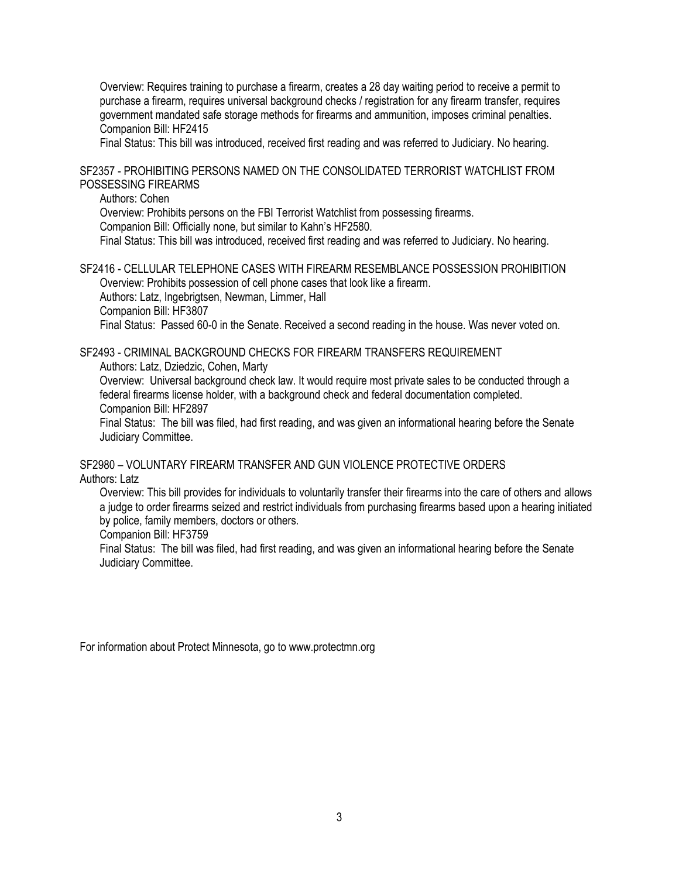Overview: Requires training to purchase a firearm, creates a 28 day waiting period to receive a permit to purchase a firearm, requires universal background checks / registration for any firearm transfer, requires government mandated safe storage methods for firearms and ammunition, imposes criminal penalties.
Companion Bill: HF2415
Final Status: This bill was introduced, received first reading and was referred to Judiciary. No hearing.

SF2357 - PROHIBITING PERSONS NAMED ON THE CONSOLIDATED TERRORIST WATCHLIST FROM POSSESSING FIREARMS

Authors: Cohen
Overview: Prohibits persons on the FBI Terrorist Watchlist from possessing firearms.
Companion Bill: Officially none, but similar to Kahn's HF2580.
Final Status: This bill was introduced, received first reading and was referred to Judiciary. No hearing.

SF2416 - CELLULAR TELEPHONE CASES WITH FIREARM RESEMBLANCE POSSESSION PROHIBITION

Overview: Prohibits possession of cell phone cases that look like a firearm.
Authors: Latz, Ingebrigtsen, Newman, Limmer, Hall
Companion Bill: HF3807
Final Status: Passed 60-0 in the Senate. Received a second reading in the house. Was never voted on.

SF2493 - CRIMINAL BACKGROUND CHECKS FOR FIREARM TRANSFERS REQUIREMENT

Authors: Latz, Dziedzic, Cohen, Marty
Overview: Universal background check law. It would require most private sales to be conducted through a federal firearms license holder, with a background check and federal documentation completed.
Companion Bill: HF2897
Final Status: The bill was filed, had first reading, and was given an informational hearing before the Senate Judiciary Committee.

SF2980 – VOLUNTARY FIREARM TRANSFER AND GUN VIOLENCE PROTECTIVE ORDERS

Authors: Latz
Overview: This bill provides for individuals to voluntarily transfer their firearms into the care of others and allows a judge to order firearms seized and restrict individuals from purchasing firearms based upon a hearing initiated by police, family members, doctors or others.
Companion Bill: HF3759
Final Status: The bill was filed, had first reading, and was given an informational hearing before the Senate Judiciary Committee.

For information about Protect Minnesota, go to www.protectmn.org